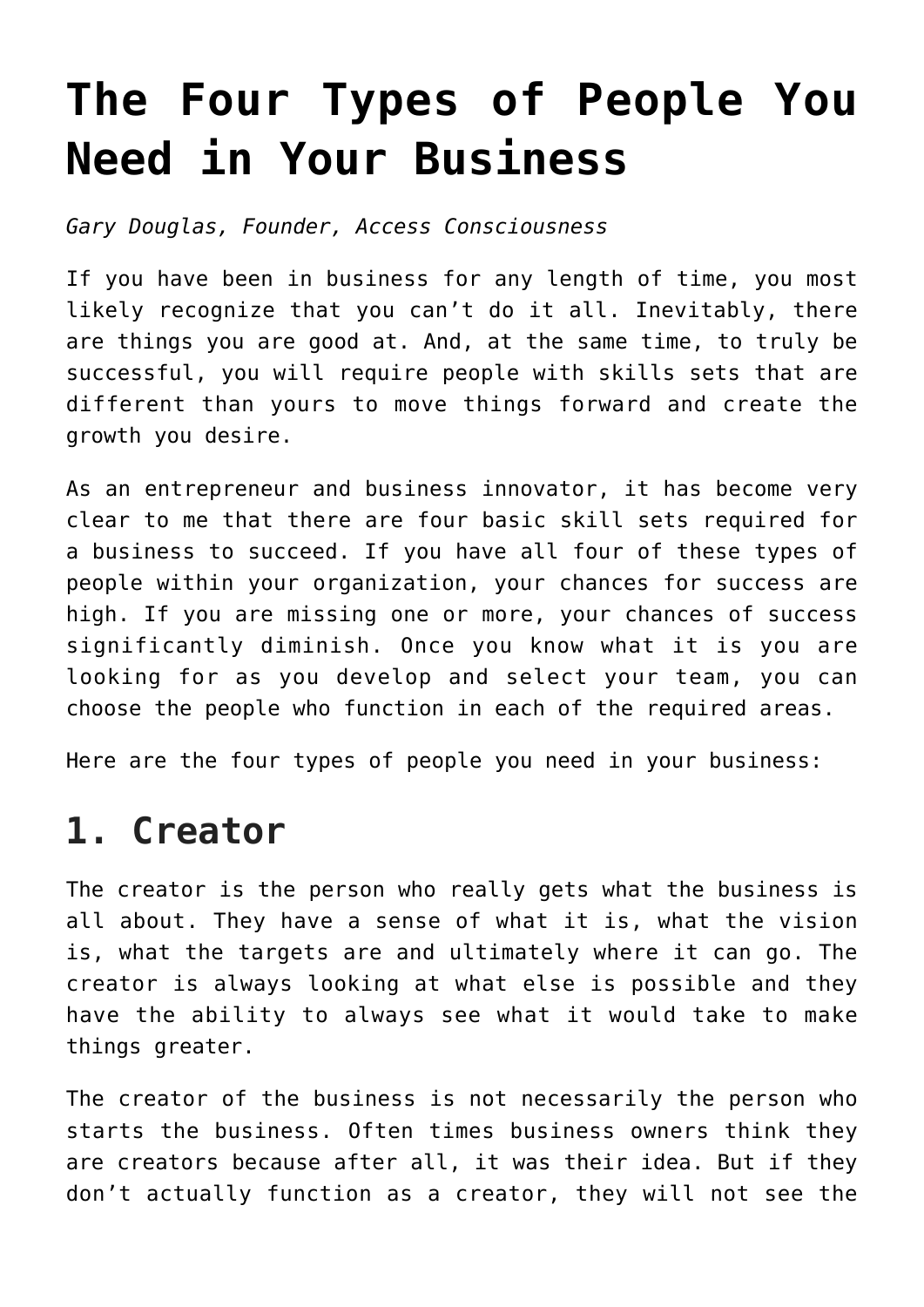# The Four Types of People You Need in Your Business

*Gary Douglas, Founder, Access Consciousness*

If you have been in business for any length of time, you most likely recognize that you can't do it all. Inevitably, there are things you are good at. And, at the same time, to truly be successful, you will require people with skills sets that are different than yours to move things forward and create the growth you desire.

As an entrepreneur and business innovator, it has become very clear to me that there are four basic skill sets required for a business to succeed. If you have all four of these types of people within your organization, your chances for success are high. If you are missing one or more, your chances of success significantly diminish. Once you know what it is you are looking for as you develop and select your team, you can choose the people who function in each of the required areas.

Here are the four types of people you need in your business:

## 1. Creator

The creator is the person who really gets what the business is all about. They have a sense of what it is, what the vision is, what the targets are and ultimately where it can go. The creator is always looking at what else is possible and they have the ability to always see what it would take to make things greater.

The creator of the business is not necessarily the person who starts the business. Often times business owners think they are creators because after all, it was their idea. But if they don't actually function as a creator, they will not see the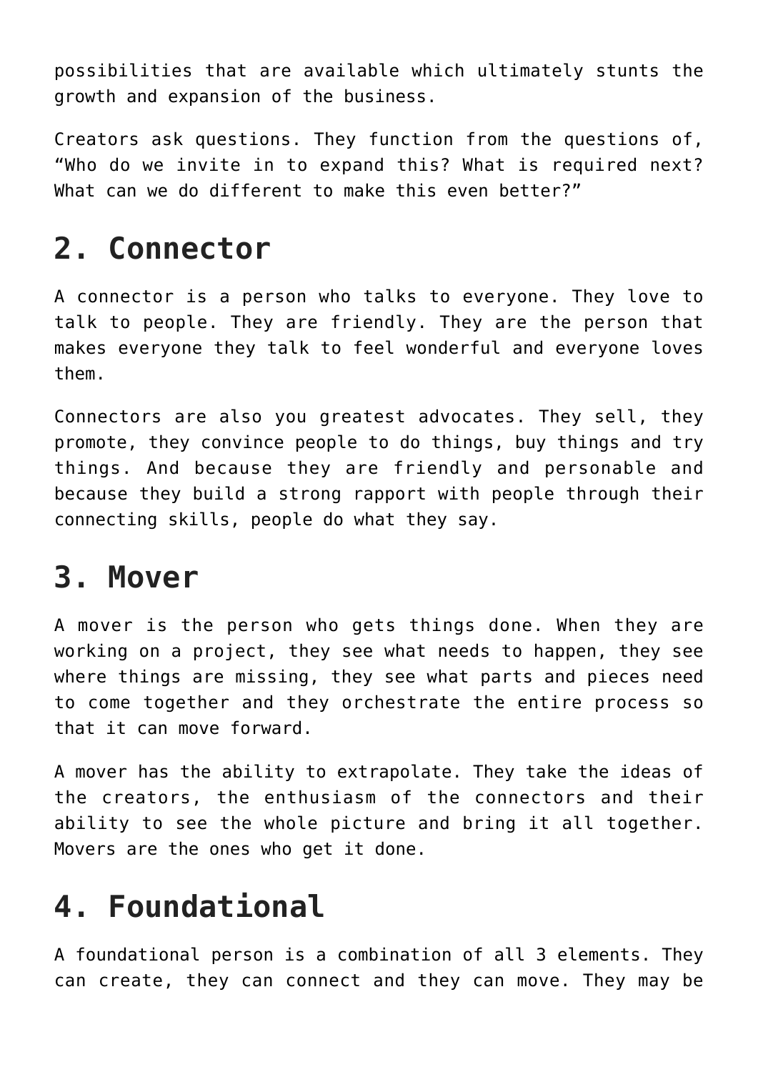possibilities that are available which ultimately stunts the growth and expansion of the business.

Creators ask questions. They function from the questions of, “Who do we invite in to expand this? What is required next? What can we do different to make this even better?”

## 2. Connector

A connector is a person who talks to everyone. They love to talk to people. They are friendly. They are the person that makes everyone they talk to feel wonderful and everyone loves them.

Connectors are also you greatest advocates. They sell, they promote, they convince people to do things, buy things and try things. And because they are friendly and personable and because they build a strong rapport with people through their connecting skills, people do what they say.

## 3. Mover

A mover is the person who gets things done. When they are working on a project, they see what needs to happen, they see where things are missing, they see what parts and pieces need to come together and they orchestrate the entire process so that it can move forward.

A mover has the ability to extrapolate. They take the ideas of the creators, the enthusiasm of the connectors and their ability to see the whole picture and bring it all together. Movers are the ones who get it done.

## 4. Foundational

A foundational person is a combination of all 3 elements. They can create, they can connect and they can move. They may be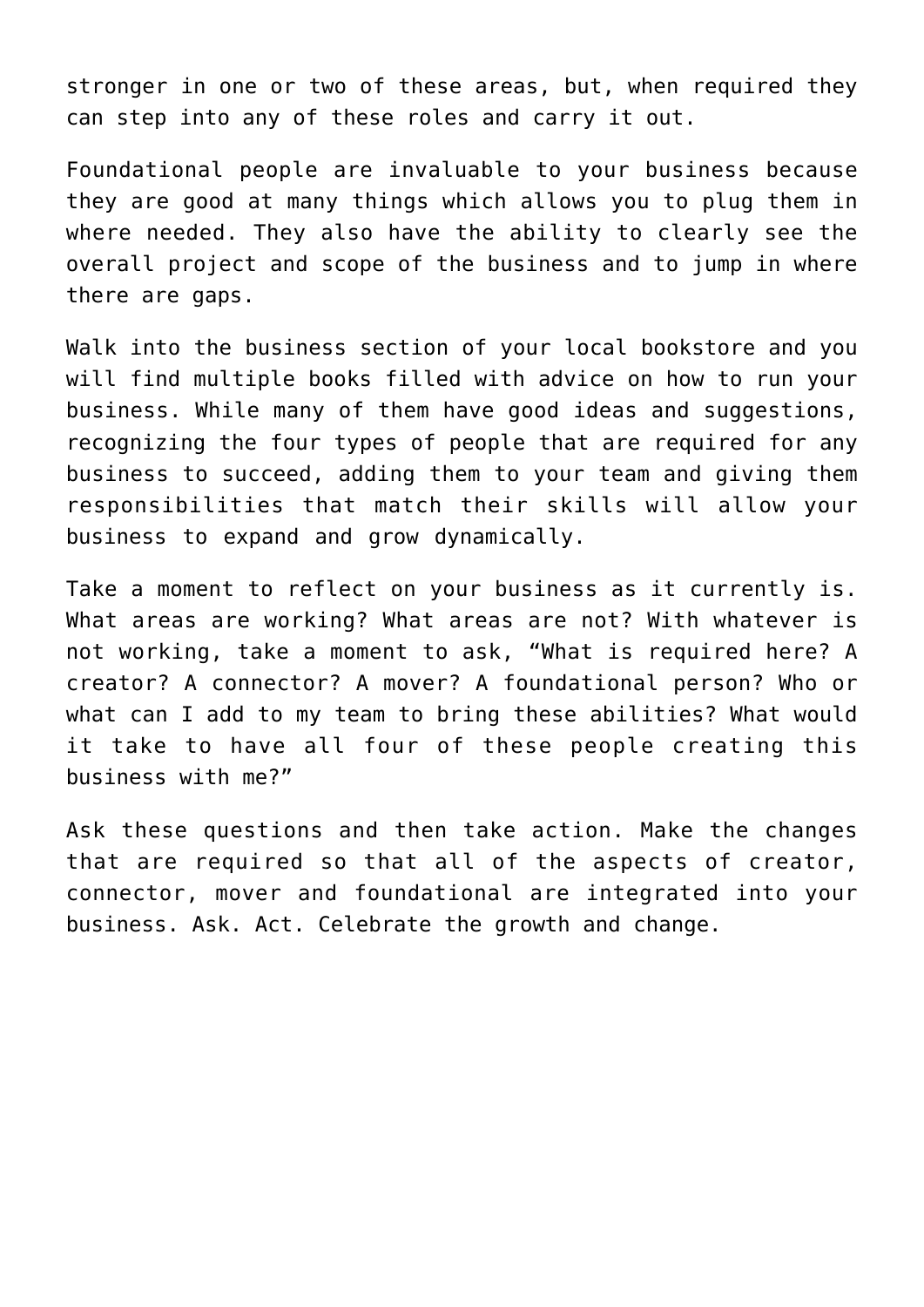stronger in one or two of these areas, but, when required they can step into any of these roles and carry it out.

Foundational people are invaluable to your business because they are good at many things which allows you to plug them in where needed. They also have the ability to clearly see the overall project and scope of the business and to jump in where there are gaps.

Walk into the business section of your local bookstore and you will find multiple books filled with advice on how to run your business. While many of them have good ideas and suggestions, recognizing the four types of people that are required for any business to succeed, adding them to your team and giving them responsibilities that match their skills will allow your business to expand and grow dynamically.

Take a moment to reflect on your business as it currently is. What areas are working? What areas are not? With whatever is not working, take a moment to ask, “What is required here? A creator? A connector? A mover? A foundational person? Who or what can I add to my team to bring these abilities? What would it take to have all four of these people creating this business with me?”

Ask these questions and then take action. Make the changes that are required so that all of the aspects of creator, connector, mover and foundational are integrated into your business. Ask. Act. Celebrate the growth and change.